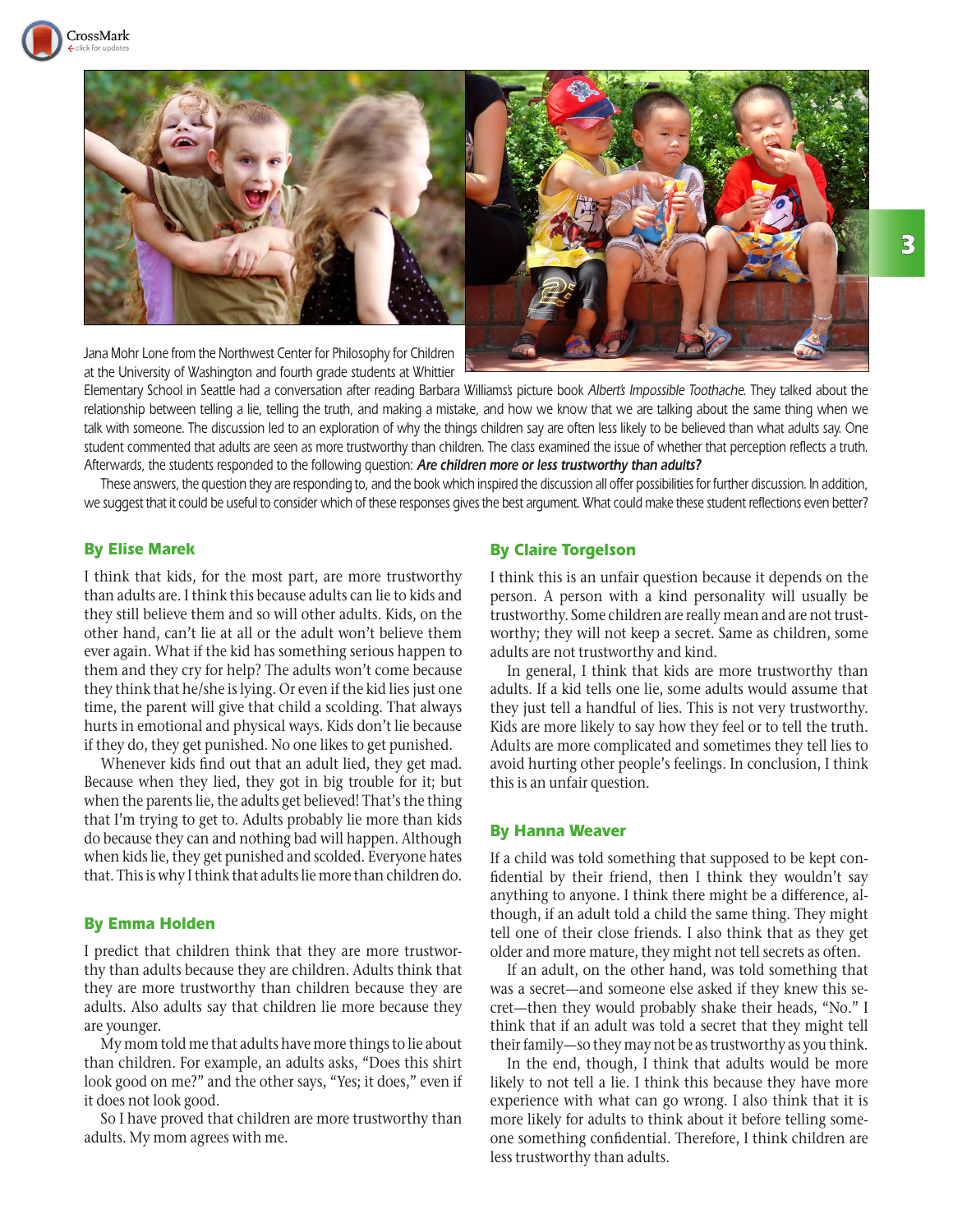Jana Mohr Lone from the Northwest Center for Philosophy for Children at the University of Washington and fourth grade students at Whittier Elementary School in Seattle had a conversation after reading Barbara Williams's picture book *Albert's Impossible Toothache.* They talked about the relationship between telling a lie, telling the truth, and making a mistake, and how we know that we are talking about the same thing when we talk with someone. The discussion led to an exploration of why the things children say are often less likely to be believed than what adults say. One student commented that adults are seen as more trustworthy than children. The class examined the issue of whether that perception reflects a truth. Afterwards, the students responded to the following question: ***Are children more or less trustworthy than adults?***

These answers, the question they are responding to, and the book which inspired the discussion all offer possibilities for further discussion. In addition, we suggest that it could be useful to consider which of these responses gives the best argument. What could make these student reflections even better?

### By Elise Marek

I think that kids, for the most part, are more trustworthy than adults are. I think this because adults can lie to kids and they still believe them and so will other adults. Kids, on the other hand, can't lie at all or the adult won't believe them ever again. What if the kid has something serious happen to them and they cry for help? The adults won't come because they think that he/she is lying. Or even if the kid lies just one time, the parent will give that child a scolding. That always hurts in emotional and physical ways. Kids don't lie because if they do, they get punished. No one likes to get punished.

Whenever kids find out that an adult lied, they get mad. Because when they lied, they got in big trouble for it; but when the parents lie, the adults get believed! That's the thing that I'm trying to get to. Adults probably lie more than kids do because they can and nothing bad will happen. Although when kids lie, they get punished and scolded. Everyone hates that. This is why I think that adults lie more than children do.

### By Emma Holden

I predict that children think that they are more trustworthy than adults because they are children. Adults think that they are more trustworthy than children because they are adults. Also adults say that children lie more because they are younger.

My mom told me that adults have more things to lie about than children. For example, an adults asks, "Does this shirt look good on me?" and the other says, "Yes; it does," even if it does not look good.

So I have proved that children are more trustworthy than adults. My mom agrees with me.

### By Claire Torgelson

I think this is an unfair question because it depends on the person. A person with a kind personality will usually be trustworthy. Some children are really mean and are not trustworthy; they will not keep a secret. Same as children, some adults are not trustworthy and kind.

In general, I think that kids are more trustworthy than adults. If a kid tells one lie, some adults would assume that they just tell a handful of lies. This is not very trustworthy. Kids are more likely to say how they feel or to tell the truth. Adults are more complicated and sometimes they tell lies to avoid hurting other people's feelings. In conclusion, I think this is an unfair question.

### By Hanna Weaver

If a child was told something that supposed to be kept confidential by their friend, then I think they wouldn't say anything to anyone. I think there might be a difference, although, if an adult told a child the same thing. They might tell one of their close friends. I also think that as they get older and more mature, they might not tell secrets as often.

If an adult, on the other hand, was told something that was a secret—and someone else asked if they knew this secret—then they would probably shake their heads, "No." I think that if an adult was told a secret that they might tell their family—so they may not be as trustworthy as you think.

In the end, though, I think that adults would be more likely to not tell a lie. I think this because they have more experience with what can go wrong. I also think that it is more likely for adults to think about it before telling someone something confidential. Therefore, I think children are less trustworthy than adults.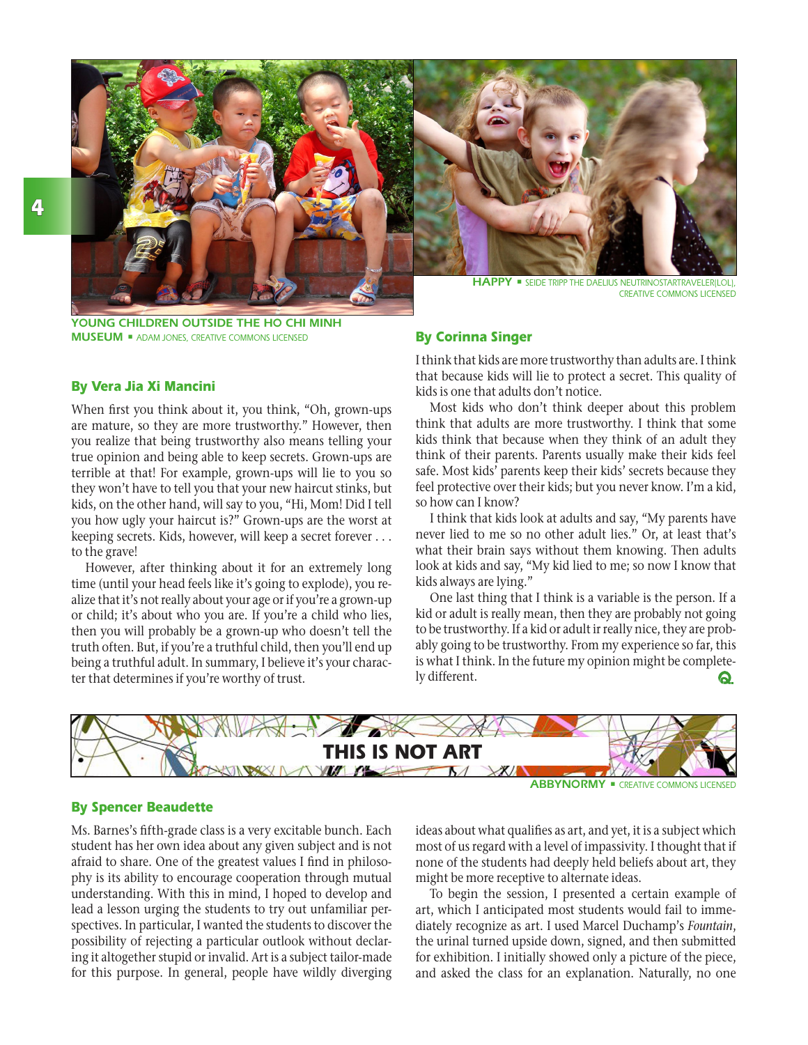YOUNG CHILDREN OUTSIDE THE HO CHI MINH MUSEUM ▪ ADAM JONES, CREATIVE COMMONS LICENSED

HAPPY ▪ SEIDE TRIPP THE DAELIUS NEUTRINOSTARTRAVELER(LOL), CREATIVE COMMONS LICENSED

### By Vera Jia Xi Mancini

When first you think about it, you think, "Oh, grown-ups are mature, so they are more trustworthy." However, then you realize that being trustworthy also means telling your true opinion and being able to keep secrets. Grown-ups are terrible at that! For example, grown-ups will lie to you so they won't have to tell you that your new haircut stinks, but kids, on the other hand, will say to you, "Hi, Mom! Did I tell you how ugly your haircut is?" Grown-ups are the worst at keeping secrets. Kids, however, will keep a secret forever . . . to the grave!

However, after thinking about it for an extremely long time (until your head feels like it's going to explode), you realize that it's not really about your age or if you're a grown-up or child; it's about who you are. If you're a child who lies, then you will probably be a grown-up who doesn't tell the truth often. But, if you're a truthful child, then you'll end up being a truthful adult. In summary, I believe it's your character that determines if you're worthy of trust.

### By Corinna Singer

I think that kids are more trustworthy than adults are. I think that because kids will lie to protect a secret. This quality of kids is one that adults don't notice.

Most kids who don't think deeper about this problem think that adults are more trustworthy. I think that some kids think that because when they think of an adult they think of their parents. Parents usually make their kids feel safe. Most kids' parents keep their kids' secrets because they feel protective over their kids; but you never know. I'm a kid, so how can I know?

I think that kids look at adults and say, "My parents have never lied to me so no other adult lies." Or, at least that's what their brain says without them knowing. Then adults look at kids and say, "My kid lied to me; so now I know that kids always are lying."

One last thing that I think is a variable is the person. If a kid or adult is really mean, then they are probably not going to be trustworthy. If a kid or adult ir really nice, they are probably going to be trustworthy. From my experience so far, this is what I think. In the future my opinion might be completely different.

## THIS IS NOT ART

ABBYNORMY ▪ CREATIVE COMMONS LICENSED

### By Spencer Beaudette

Ms. Barnes's fifth-grade class is a very excitable bunch. Each student has her own idea about any given subject and is not afraid to share. One of the greatest values I find in philosophy is its ability to encourage cooperation through mutual understanding. With this in mind, I hoped to develop and lead a lesson urging the students to try out unfamiliar perspectives. In particular, I wanted the students to discover the possibility of rejecting a particular outlook without declaring it altogether stupid or invalid. Art is a subject tailor-made for this purpose. In general, people have wildly diverging ideas about what qualifies as art, and yet, it is a subject which most of us regard with a level of impassivity. I thought that if none of the students had deeply held beliefs about art, they might be more receptive to alternate ideas.

To begin the session, I presented a certain example of art, which I anticipated most students would fail to immediately recognize as art. I used Marcel Duchamp's *Fountain*, the urinal turned upside down, signed, and then submitted for exhibition. I initially showed only a picture of the piece, and asked the class for an explanation. Naturally, no one